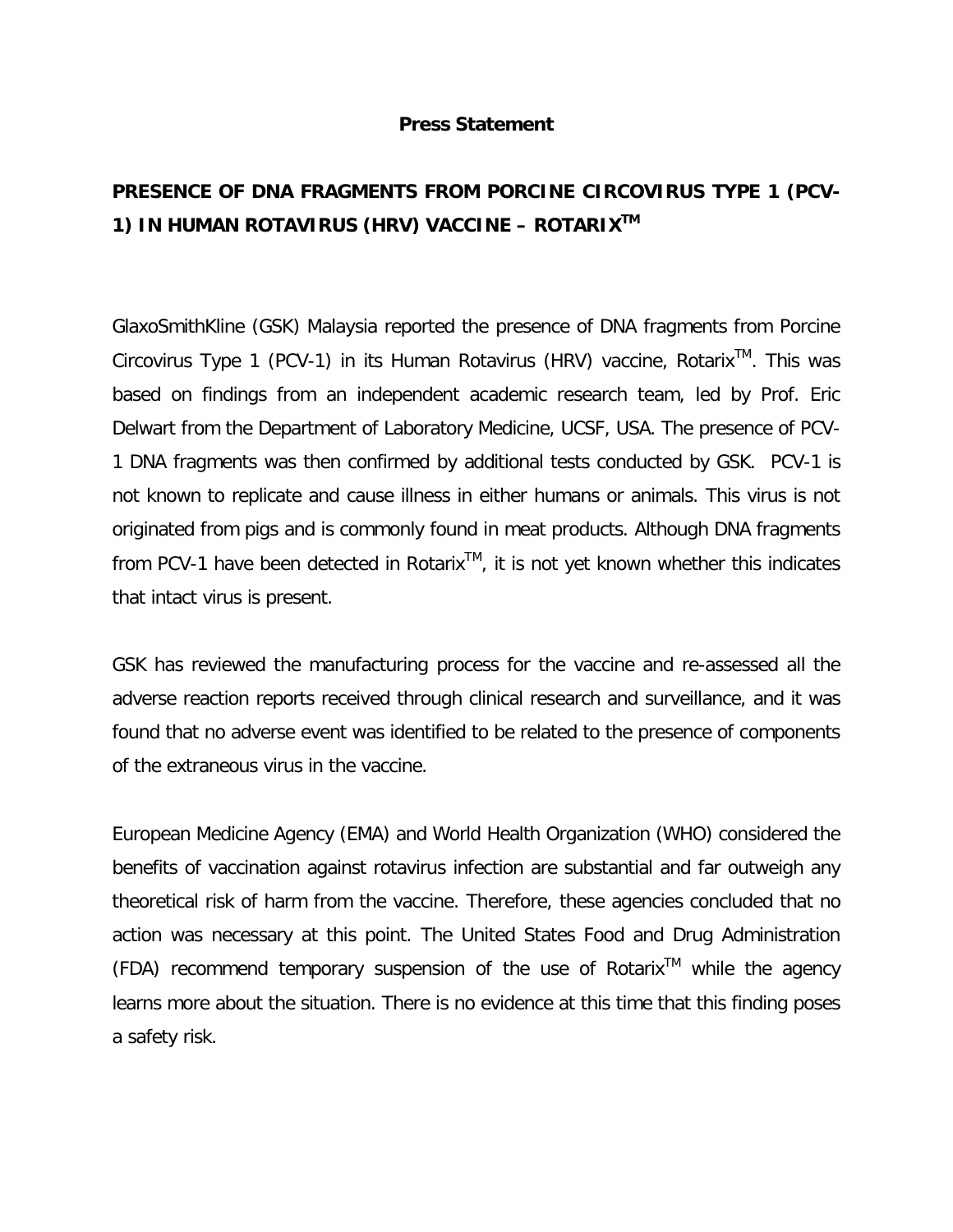**Press Statement**

# PRESENCE OF DNA FRAGMENTS FROM PORCINE CIRCOVIRUS TYPE 1 (PCV-1) IN HUMAN ROTAVIRUS (HRV) VACCINE – ROTARIX$^{TM}$

GlaxoSmithKline (GSK) Malaysia reported the presence of DNA fragments from Porcine Circovirus Type 1 (PCV-1) in its Human Rotavirus (HRV) vaccine, Rotarix$^{TM}$. This was based on findings from an independent academic research team, led by Prof. Eric Delwart from the Department of Laboratory Medicine, UCSF, USA. The presence of PCV-1 DNA fragments was then confirmed by additional tests conducted by GSK. PCV-1 is not known to replicate and cause illness in either humans or animals. This virus is not originated from pigs and is commonly found in meat products. Although DNA fragments from PCV-1 have been detected in Rotarix$^{TM}$, it is not yet known whether this indicates that intact virus is present.

GSK has reviewed the manufacturing process for the vaccine and re-assessed all the adverse reaction reports received through clinical research and surveillance, and it was found that no adverse event was identified to be related to the presence of components of the extraneous virus in the vaccine.

European Medicine Agency (EMA) and World Health Organization (WHO) considered the benefits of vaccination against rotavirus infection are substantial and far outweigh any theoretical risk of harm from the vaccine. Therefore, these agencies concluded that no action was necessary at this point. The United States Food and Drug Administration (FDA) recommend temporary suspension of the use of Rotarix$^{TM}$ while the agency learns more about the situation. There is no evidence at this time that this finding poses a safety risk.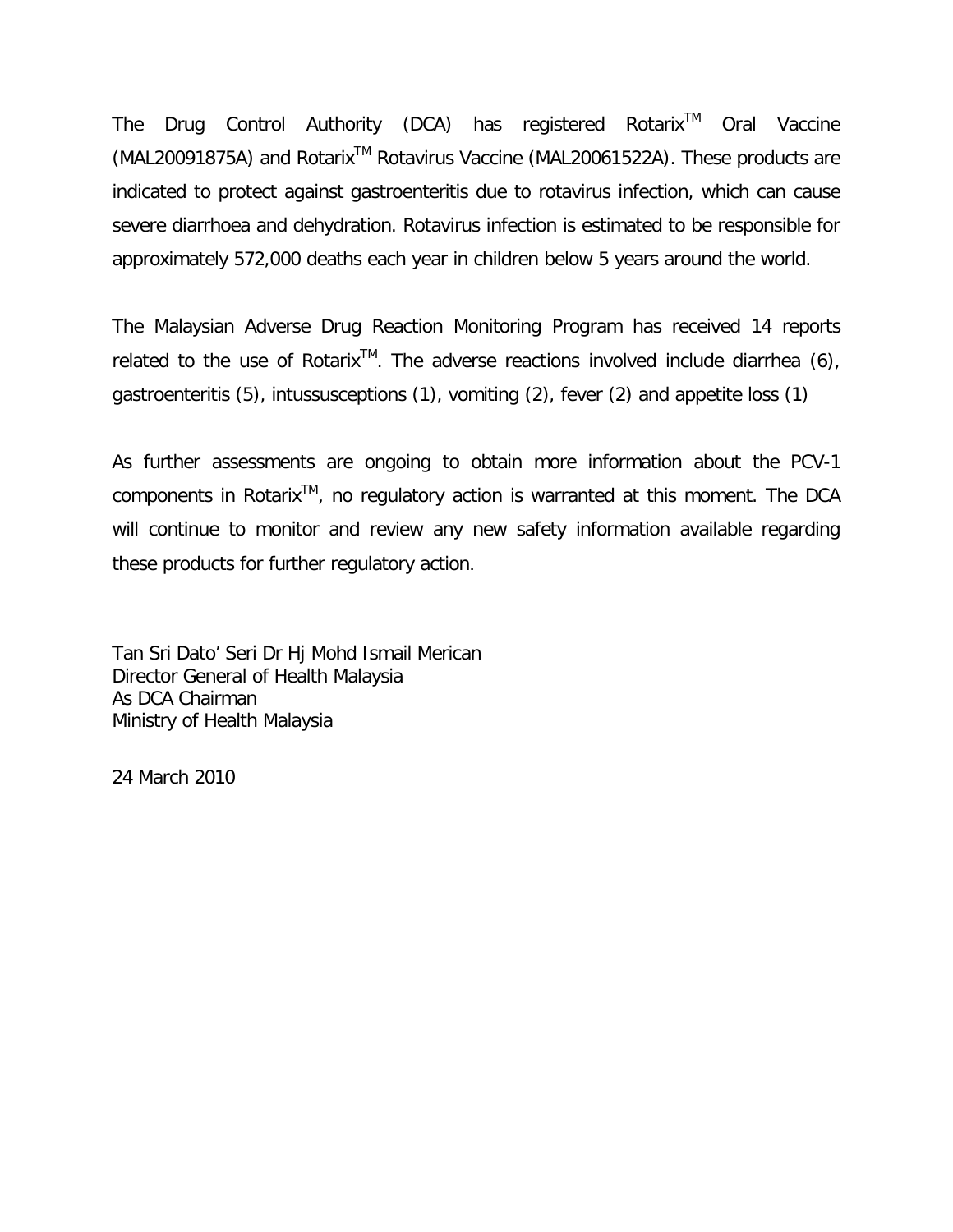The Drug Control Authority (DCA) has registered Rotarix™ Oral Vaccine (MAL20091875A) and Rotarix™ Rotavirus Vaccine (MAL20061522A). These products are indicated to protect against gastroenteritis due to rotavirus infection, which can cause severe diarrhoea and dehydration. Rotavirus infection is estimated to be responsible for approximately 572,000 deaths each year in children below 5 years around the world.

The Malaysian Adverse Drug Reaction Monitoring Program has received 14 reports related to the use of Rotarix™. The adverse reactions involved include diarrhea (6), gastroenteritis (5), intussusceptions (1), vomiting (2), fever (2) and appetite loss (1)

As further assessments are ongoing to obtain more information about the PCV-1 components in Rotarix™, no regulatory action is warranted at this moment. The DCA will continue to monitor and review any new safety information available regarding these products for further regulatory action.

Tan Sri Dato' Seri Dr Hj Mohd Ismail Merican
Director General of Health Malaysia
As DCA Chairman
Ministry of Health Malaysia

24 March 2010